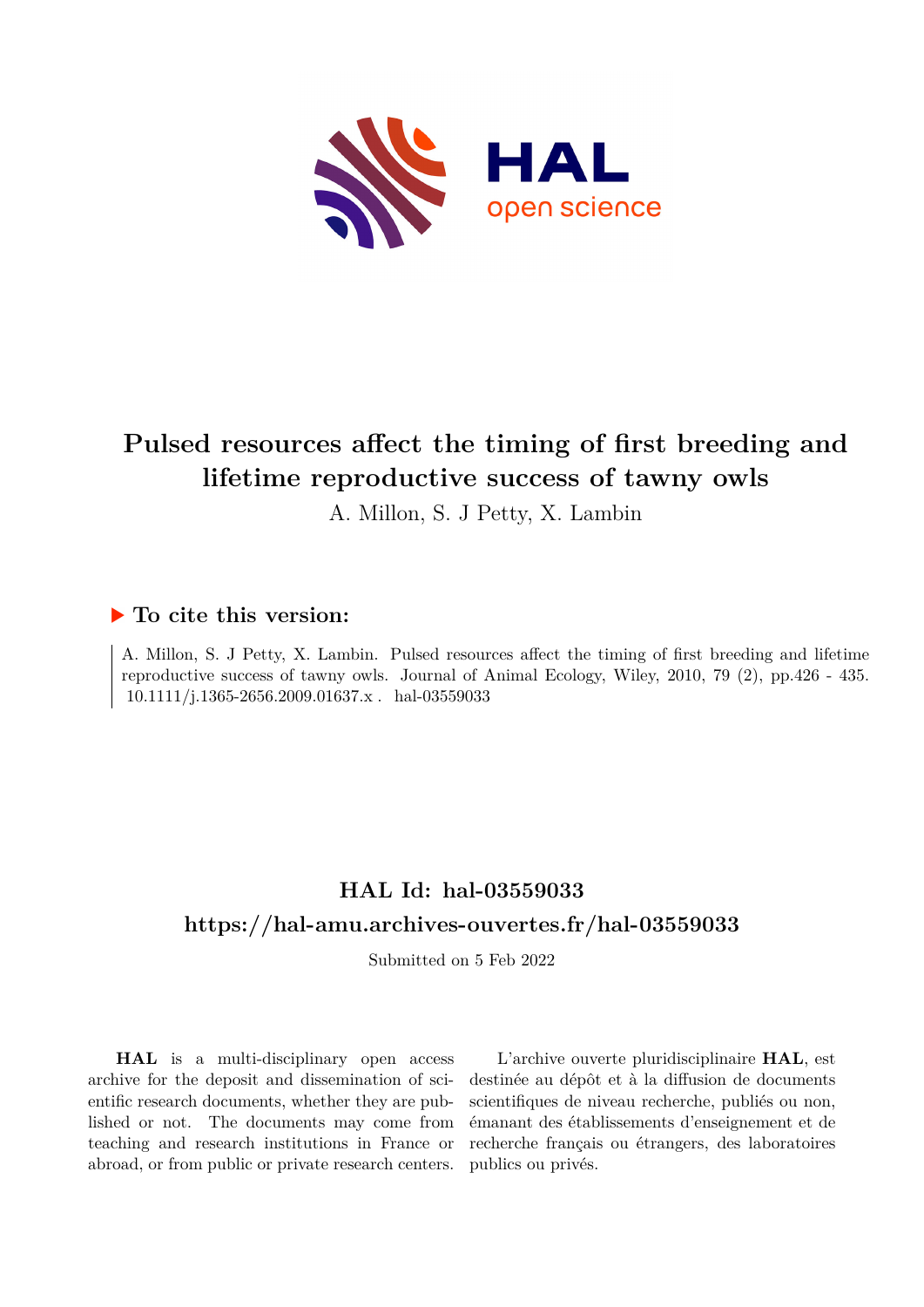# Pulsed resources affect the timing of first breeding and lifetime reproductive success of tawny owls

A. Millon, S. J Petty, X. Lambin

## ▶ To cite this version:

A. Millon, S. J Petty, X. Lambin. Pulsed resources affect the timing of first breeding and lifetime reproductive success of tawny owls. Journal of Animal Ecology, Wiley, 2010, 79 (2), pp.426 - 435. 10.1111/j.1365-2656.2009.01637.x . hal-03559033

## HAL Id: hal-03559033

## https://hal-amu.archives-ouvertes.fr/hal-03559033

Submitted on 5 Feb 2022

**HAL** is a multi-disciplinary open access archive for the deposit and dissemination of scientific research documents, whether they are published or not. The documents may come from teaching and research institutions in France or abroad, or from public or private research centers.

L'archive ouverte pluridisciplinaire **HAL**, est destinée au dépôt et à la diffusion de documents scientifiques de niveau recherche, publiés ou non, émanant des établissements d'enseignement et de recherche français ou étrangers, des laboratoires publics ou privés.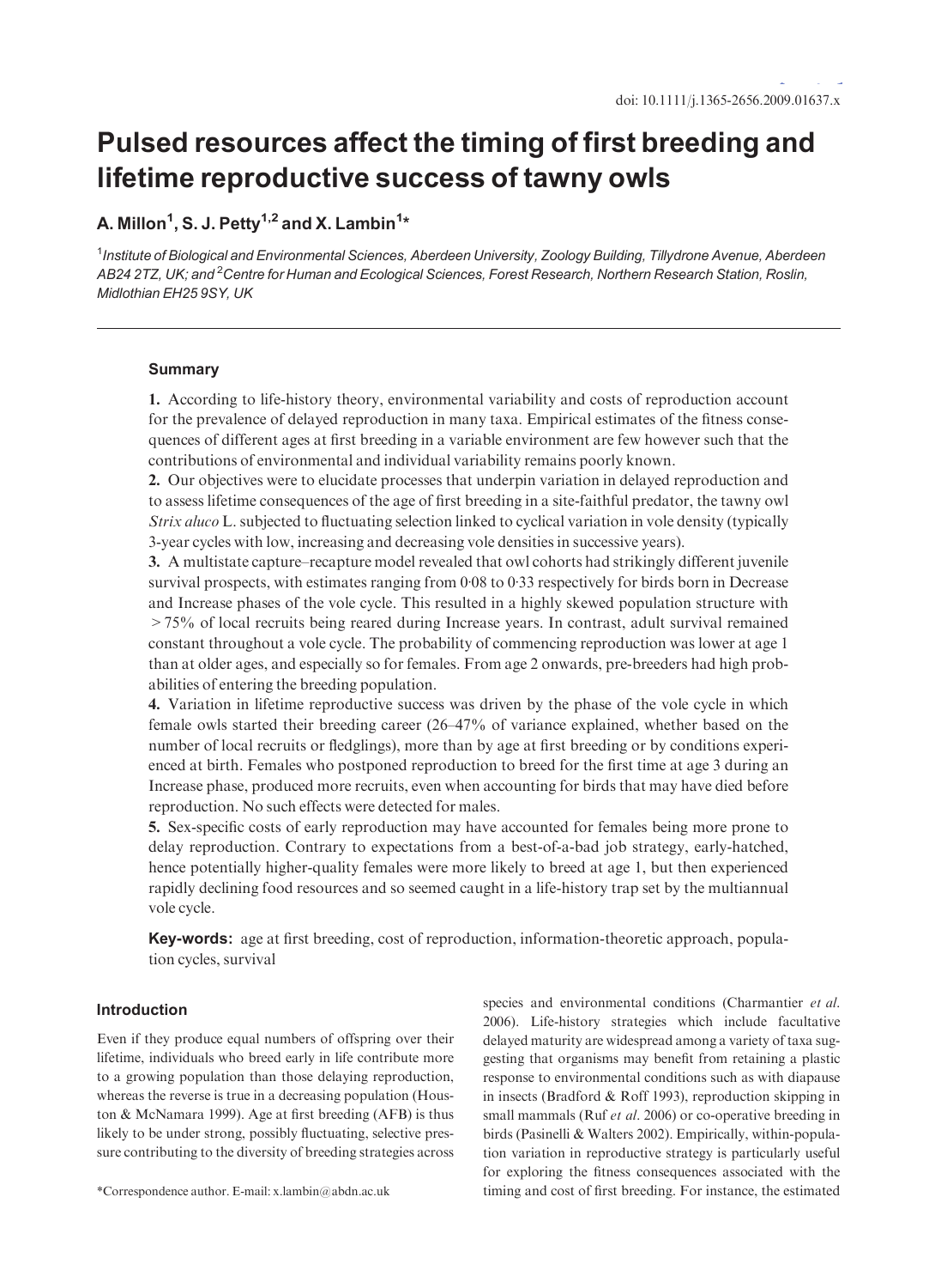doi: 10.1111/j.1365-2656.2009.01637.x

# Pulsed resources affect the timing of first breeding and lifetime reproductive success of tawny owls

**A. Millon[1], S. J. Petty[1,2] and X. Lambin[1]***

[1]*Institute of Biological and Environmental Sciences, Aberdeen University, Zoology Building, Tillydrone Avenue, Aberdeen AB24 2TZ, UK; and* [2]*Centre for Human and Ecological Sciences, Forest Research, Northern Research Station, Roslin, Midlothian EH25 9SY, UK*

## Summary

**1.** According to life-history theory, environmental variability and costs of reproduction account for the prevalence of delayed reproduction in many taxa. Empirical estimates of the fitness consequences of different ages at first breeding in a variable environment are few however such that the contributions of environmental and individual variability remains poorly known.

**2.** Our objectives were to elucidate processes that underpin variation in delayed reproduction and to assess lifetime consequences of the age of first breeding in a site-faithful predator, the tawny owl *Strix aluco* L. subjected to fluctuating selection linked to cyclical variation in vole density (typically 3-year cycles with low, increasing and decreasing vole densities in successive years).

**3.** A multistate capture–recapture model revealed that owl cohorts had strikingly different juvenile survival prospects, with estimates ranging from 0·08 to 0·33 respectively for birds born in Decrease and Increase phases of the vole cycle. This resulted in a highly skewed population structure with > 75% of local recruits being reared during Increase years. In contrast, adult survival remained constant throughout a vole cycle. The probability of commencing reproduction was lower at age 1 than at older ages, and especially so for females. From age 2 onwards, pre-breeders had high probabilities of entering the breeding population.

**4.** Variation in lifetime reproductive success was driven by the phase of the vole cycle in which female owls started their breeding career (26–47% of variance explained, whether based on the number of local recruits or fledglings), more than by age at first breeding or by conditions experienced at birth. Females who postponed reproduction to breed for the first time at age 3 during an Increase phase, produced more recruits, even when accounting for birds that may have died before reproduction. No such effects were detected for males.

**5.** Sex-specific costs of early reproduction may have accounted for females being more prone to delay reproduction. Contrary to expectations from a best-of-a-bad job strategy, early-hatched, hence potentially higher-quality females were more likely to breed at age 1, but then experienced rapidly declining food resources and so seemed caught in a life-history trap set by the multiannual vole cycle.

**Key-words:** age at first breeding, cost of reproduction, information-theoretic approach, population cycles, survival

## Introduction

Even if they produce equal numbers of offspring over their lifetime, individuals who breed early in life contribute more to a growing population than those delaying reproduction, whereas the reverse is true in a decreasing population (Houston & McNamara 1999). Age at first breeding (AFB) is thus likely to be under strong, possibly fluctuating, selective pressure contributing to the diversity of breeding strategies across species and environmental conditions (Charmantier *et al.* 2006). Life-history strategies which include facultative delayed maturity are widespread among a variety of taxa suggesting that organisms may benefit from retaining a plastic response to environmental conditions such as with diapause in insects (Bradford & Roff 1993), reproduction skipping in small mammals (Ruf *et al.* 2006) or co-operative breeding in birds (Pasinelli & Walters 2002). Empirically, within-population variation in reproductive strategy is particularly useful for exploring the fitness consequences associated with the timing and cost of first breeding. For instance, the estimated

*Correspondence author. E-mail: x.lambin@abdn.ac.uk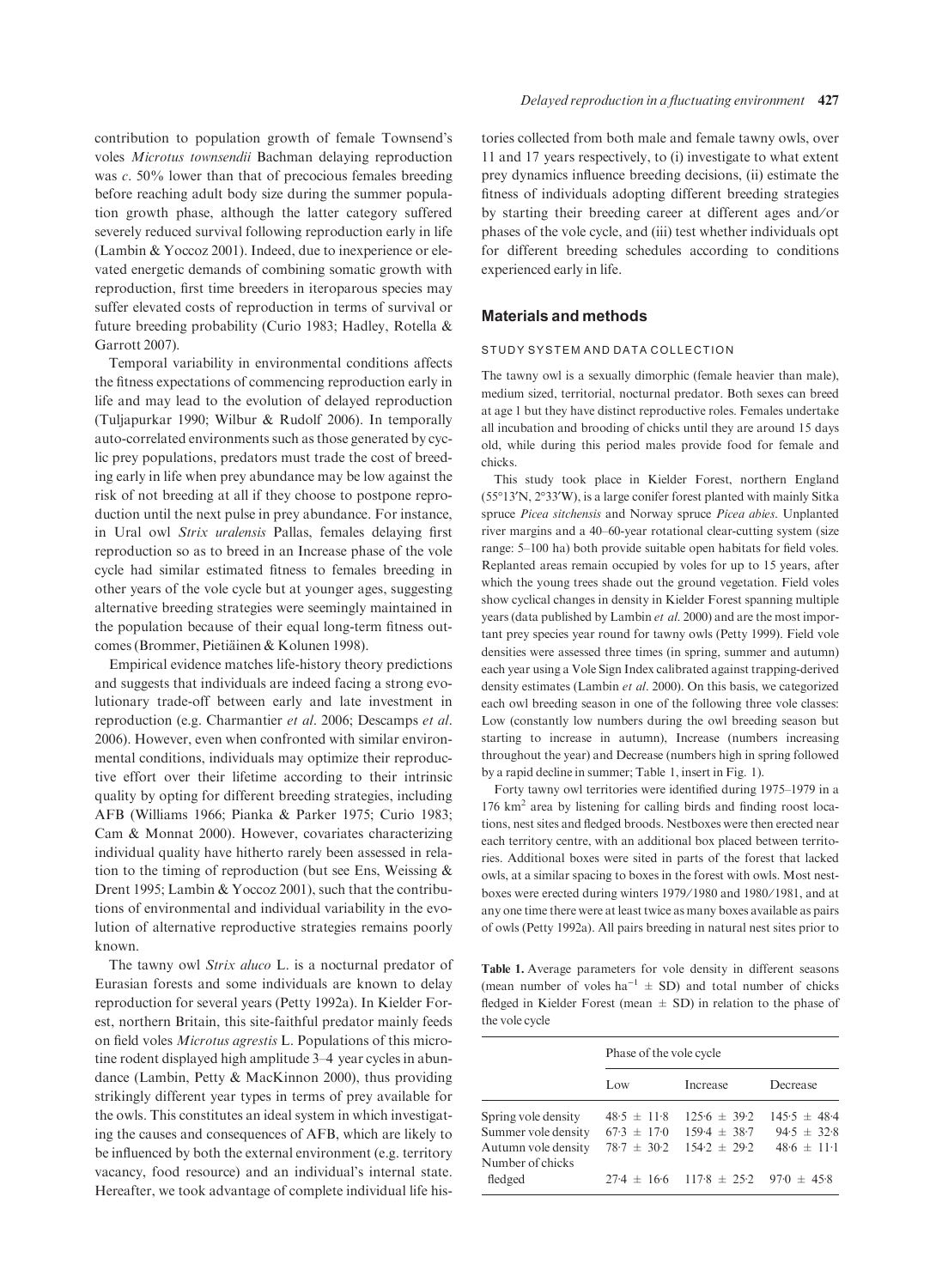contribution to population growth of female Townsend's voles *Microtus townsendii* Bachman delaying reproduction was *c*. 50% lower than that of precocious females breeding before reaching adult body size during the summer population growth phase, although the latter category suffered severely reduced survival following reproduction early in life (Lambin & Yoccoz 2001). Indeed, due to inexperience or elevated energetic demands of combining somatic growth with reproduction, first time breeders in iteroparous species may suffer elevated costs of reproduction in terms of survival or future breeding probability (Curio 1983; Hadley, Rotella & Garrott 2007).

Temporal variability in environmental conditions affects the fitness expectations of commencing reproduction early in life and may lead to the evolution of delayed reproduction (Tuljapurkar 1990; Wilbur & Rudolf 2006). In temporally auto-correlated environments such as those generated by cyclic prey populations, predators must trade the cost of breeding early in life when prey abundance may be low against the risk of not breeding at all if they choose to postpone reproduction until the next pulse in prey abundance. For instance, in Ural owl *Strix uralensis* Pallas, females delaying first reproduction so as to breed in an Increase phase of the vole cycle had similar estimated fitness to females breeding in other years of the vole cycle but at younger ages, suggesting alternative breeding strategies were seemingly maintained in the population because of their equal long-term fitness outcomes (Brommer, Pietiäinen & Kolunen 1998).

Empirical evidence matches life-history theory predictions and suggests that individuals are indeed facing a strong evolutionary trade-off between early and late investment in reproduction (e.g. Charmantier *et al*. 2006; Descamps *et al*. 2006). However, even when confronted with similar environmental conditions, individuals may optimize their reproductive effort over their lifetime according to their intrinsic quality by opting for different breeding strategies, including AFB (Williams 1966; Pianka & Parker 1975; Curio 1983; Cam & Monnat 2000). However, covariates characterizing individual quality have hitherto rarely been assessed in relation to the timing of reproduction (but see Ens, Weissing & Drent 1995; Lambin & Yoccoz 2001), such that the contributions of environmental and individual variability in the evolution of alternative reproductive strategies remains poorly known.

The tawny owl *Strix aluco* L. is a nocturnal predator of Eurasian forests and some individuals are known to delay reproduction for several years (Petty 1992a). In Kielder Forest, northern Britain, this site-faithful predator mainly feeds on field voles *Microtus agrestis* L. Populations of this microtine rodent displayed high amplitude 3–4 year cycles in abundance (Lambin, Petty & MacKinnon 2000), thus providing strikingly different year types in terms of prey available for the owls. This constitutes an ideal system in which investigating the causes and consequences of AFB, which are likely to be influenced by both the external environment (e.g. territory vacancy, food resource) and an individual's internal state. Hereafter, we took advantage of complete individual life histories collected from both male and female tawny owls, over 11 and 17 years respectively, to (i) investigate to what extent prey dynamics influence breeding decisions, (ii) estimate the fitness of individuals adopting different breeding strategies by starting their breeding career at different ages and/or phases of the vole cycle, and (iii) test whether individuals opt for different breeding schedules according to conditions experienced early in life.

## Materials and methods

### STUDY SYSTEM AND DATA COLLECTION

The tawny owl is a sexually dimorphic (female heavier than male), medium sized, territorial, nocturnal predator. Both sexes can breed at age 1 but they have distinct reproductive roles. Females undertake all incubation and brooding of chicks until they are around 15 days old, while during this period males provide food for female and chicks.

This study took place in Kielder Forest, northern England (55°13′N, 2°33′W), is a large conifer forest planted with mainly Sitka spruce *Picea sitchensis* and Norway spruce *Picea abies*. Unplanted river margins and a 40–60-year rotational clear-cutting system (size range: 5–100 ha) both provide suitable open habitats for field voles. Replanted areas remain occupied by voles for up to 15 years, after which the young trees shade out the ground vegetation. Field voles show cyclical changes in density in Kielder Forest spanning multiple years (data published by Lambin *et al*. 2000) and are the most important prey species year round for tawny owls (Petty 1999). Field vole densities were assessed three times (in spring, summer and autumn) each year using a Vole Sign Index calibrated against trapping-derived density estimates (Lambin *et al*. 2000). On this basis, we categorized each owl breeding season in one of the following three vole classes: Low (constantly low numbers during the owl breeding season but starting to increase in autumn), Increase (numbers increasing throughout the year) and Decrease (numbers high in spring followed by a rapid decline in summer; Table 1, insert in Fig. 1).

Forty tawny owl territories were identified during 1975–1979 in a 176 km$^2$ area by listening for calling birds and finding roost locations, nest sites and fledged broods. Nestboxes were then erected near each territory centre, with an additional box placed between territories. Additional boxes were sited in parts of the forest that lacked owls, at a similar spacing to boxes in the forest with owls. Most nestboxes were erected during winters 1979/1980 and 1980/1981, and at any one time there were at least twice as many boxes available as pairs of owls (Petty 1992a). All pairs breeding in natural nest sites prior to

**Table 1.** Average parameters for vole density in different seasons (mean number of voles ha$^{-1}$ ± SD) and total number of chicks fledged in Kielder Forest (mean ± SD) in relation to the phase of the vole cycle

| | Phase of the vole cycle | | |
|---|---|---|---|
| | Low | Increase | Decrease |
| Spring vole density | 48·5 ± 11·8 | 125·6 ± 39·2 | 145·5 ± 48·4 |
| Summer vole density | 67·3 ± 17·0 | 159·4 ± 38·7 | 94·5 ± 32·8 |
| Autumn vole density | 78·7 ± 30·2 | 154·2 ± 29·2 | 48·6 ± 11·1 |
| Number of chicks fledged | 27·4 ± 16·6 | 117·8 ± 25·2 | 97·0 ± 45·8 |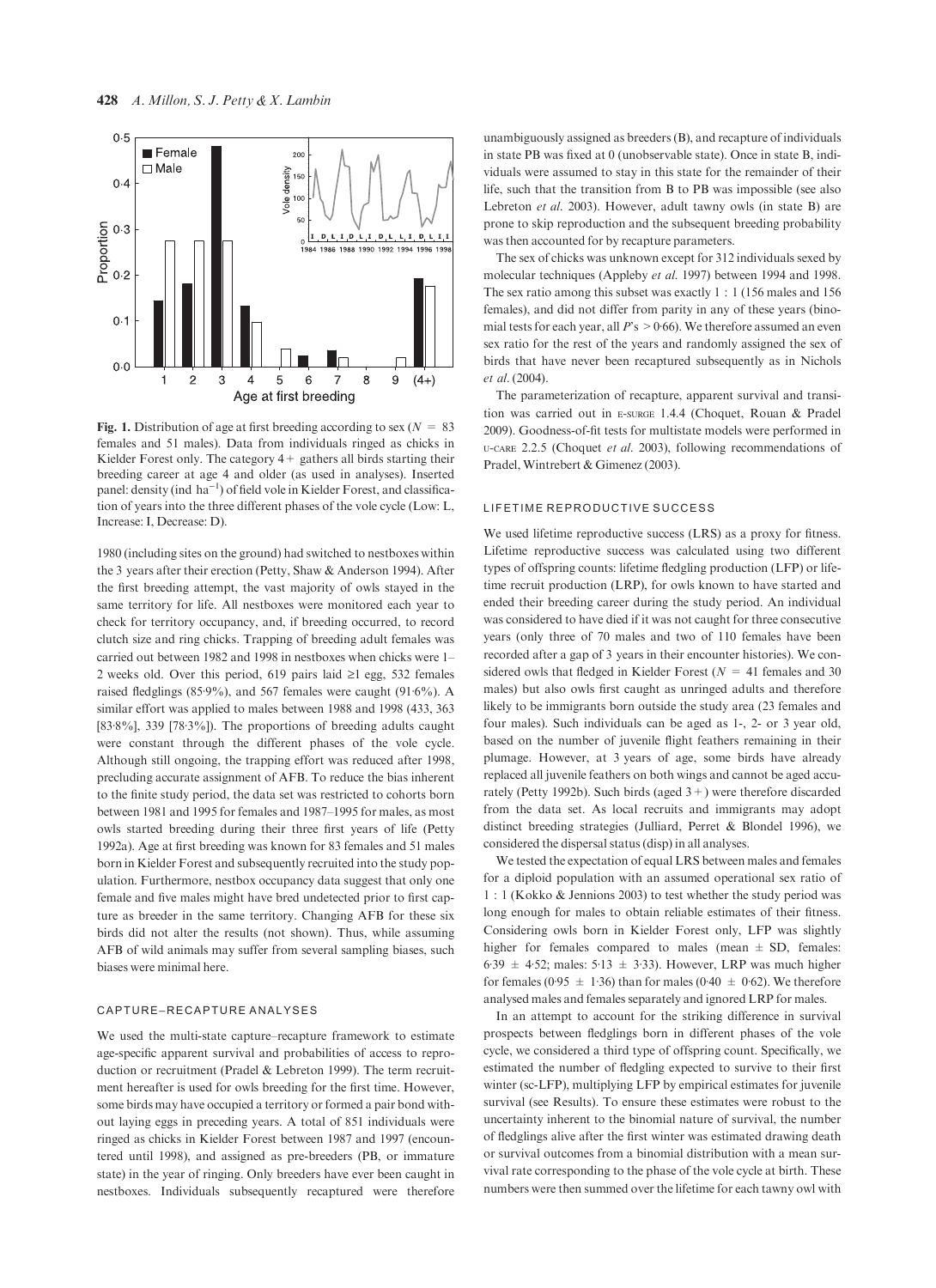**Fig. 1.** Distribution of age at first breeding according to sex ($N$ = 83 females and 51 males). Data from individuals ringed as chicks in Kielder Forest only. The category 4+ gathers all birds starting their breeding career at age 4 and older (as used in analyses). Inserted panel: density (ind ha$^{-1}$) of field vole in Kielder Forest, and classification of years into the three different phases of the vole cycle (Low: L, Increase: I, Decrease: D).

1980 (including sites on the ground) had switched to nestboxes within the 3 years after their erection (Petty, Shaw & Anderson 1994). After the first breeding attempt, the vast majority of owls stayed in the same territory for life. All nestboxes were monitored each year to check for territory occupancy, and, if breeding occurred, to record clutch size and ring chicks. Trapping of breeding adult females was carried out between 1982 and 1998 in nestboxes when chicks were 1–2 weeks old. Over this period, 619 pairs laid ≥1 egg, 532 females raised fledglings (85·9%), and 567 females were caught (91·6%). A similar effort was applied to males between 1988 and 1998 (433, 363 [83·8%], 339 [78·3%]). The proportions of breeding adults caught were constant through the different phases of the vole cycle. Although still ongoing, the trapping effort was reduced after 1998, precluding accurate assignment of AFB. To reduce the bias inherent to the finite study period, the data set was restricted to cohorts born between 1981 and 1995 for females and 1987–1995 for males, as most owls started breeding during their three first years of life (Petty 1992a). Age at first breeding was known for 83 females and 51 males born in Kielder Forest and subsequently recruited into the study population. Furthermore, nestbox occupancy data suggest that only one female and five males might have bred undetected prior to first capture as breeder in the same territory. Changing AFB for these six birds did not alter the results (not shown). Thus, while assuming AFB of wild animals may suffer from several sampling biases, such biases were minimal here.

### CAPTURE–RECAPTURE ANALYSES

We used the multi-state capture–recapture framework to estimate age-specific apparent survival and probabilities of access to reproduction or recruitment (Pradel & Lebreton 1999). The term recruitment hereafter is used for owls breeding for the first time. However, some birds may have occupied a territory or formed a pair bond without laying eggs in preceding years. A total of 851 individuals were ringed as chicks in Kielder Forest between 1987 and 1997 (encountered until 1998), and assigned as pre-breeders (PB, or immature state) in the year of ringing. Only breeders have ever been caught in nestboxes. Individuals subsequently recaptured were therefore unambiguously assigned as breeders (B), and recapture of individuals in state PB was fixed at 0 (unobservable state). Once in state B, individuals were assumed to stay in this state for the remainder of their life, such that the transition from B to PB was impossible (see also Lebreton *et al.* 2003). However, adult tawny owls (in state B) are prone to skip reproduction and the subsequent breeding probability was then accounted for by recapture parameters.

The sex of chicks was unknown except for 312 individuals sexed by molecular techniques (Appleby *et al.* 1997) between 1994 and 1998. The sex ratio among this subset was exactly 1 : 1 (156 males and 156 females), and did not differ from parity in any of these years (binomial tests for each year, all $P$'s > 0·66). We therefore assumed an even sex ratio for the rest of the years and randomly assigned the sex of birds that have never been recaptured subsequently as in Nichols *et al.* (2004).

The parameterization of recapture, apparent survival and transition was carried out in E-SURGE 1.4.4 (Choquet, Rouan & Pradel 2009). Goodness-of-fit tests for multistate models were performed in U-CARE 2.2.5 (Choquet *et al.* 2003), following recommendations of Pradel, Wintrebert & Gimenez (2003).

### LIFETIME REPRODUCTIVE SUCCESS

We used lifetime reproductive success (LRS) as a proxy for fitness. Lifetime reproductive success was calculated using two different types of offspring counts: lifetime fledgling production (LFP) or lifetime recruit production (LRP), for owls known to have started and ended their breeding career during the study period. An individual was considered to have died if it was not caught for three consecutive years (only three of 70 males and two of 110 females have been recorded after a gap of 3 years in their encounter histories). We considered owls that fledged in Kielder Forest ($N$ = 41 females and 30 males) but also owls first caught as unringed adults and therefore likely to be immigrants born outside the study area (23 females and four males). Such individuals can be aged as 1-, 2- or 3 year old, based on the number of juvenile flight feathers remaining in their plumage. However, at 3 years of age, some birds have already replaced all juvenile feathers on both wings and cannot be aged accurately (Petty 1992b). Such birds (aged 3+) were therefore discarded from the data set. As local recruits and immigrants may adopt distinct breeding strategies (Julliard, Perret & Blondel 1996), we considered the dispersal status (disp) in all analyses.

We tested the expectation of equal LRS between males and females for a diploid population with an assumed operational sex ratio of 1 : 1 (Kokko & Jennions 2003) to test whether the study period was long enough for males to obtain reliable estimates of their fitness. Considering owls born in Kielder Forest only, LFP was slightly higher for females compared to males (mean ± SD, females: 6·39 ± 4·52; males: 5·13 ± 3·33). However, LRP was much higher for females (0·95 ± 1·36) than for males (0·40 ± 0·62). We therefore analysed males and females separately and ignored LRP for males.

In an attempt to account for the striking difference in survival prospects between fledglings born in different phases of the vole cycle, we considered a third type of offspring count. Specifically, we estimated the number of fledgling expected to survive to their first winter (sc-LFP), multiplying LFP by empirical estimates for juvenile survival (see Results). To ensure these estimates were robust to the uncertainty inherent to the binomial nature of survival, the number of fledglings alive after the first winter was estimated drawing death or survival outcomes from a binomial distribution with a mean survival rate corresponding to the phase of the vole cycle at birth. These numbers were then summed over the lifetime for each tawny owl with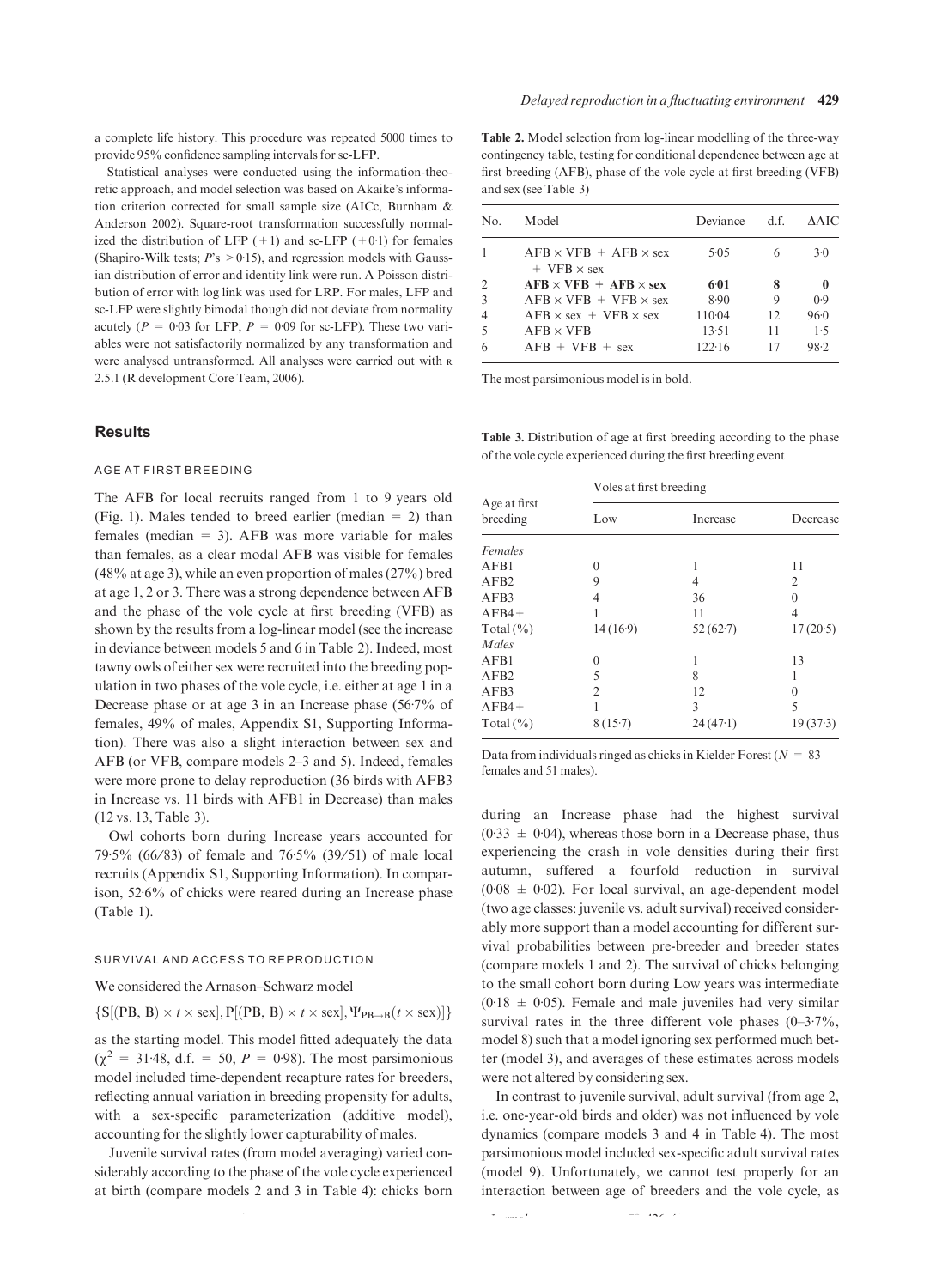a complete life history. This procedure was repeated 5000 times to provide 95% confidence sampling intervals for sc-LFP.

Statistical analyses were conducted using the information-theoretic approach, and model selection was based on Akaike's information criterion corrected for small sample size (AICc, Burnham & Anderson 2002). Square-root transformation successfully normalized the distribution of LFP (+1) and sc-LFP (+0·1) for females (Shapiro-Wilk tests; $P$'s > 0·15), and regression models with Gaussian distribution of error and identity link were run. A Poisson distribution of error with log link was used for LRP. For males, LFP and sc-LFP were slightly bimodal though did not deviate from normality acutely ($P$ = 0·03 for LFP, $P$ = 0·09 for sc-LFP). These two variables were not satisfactorily normalized by any transformation and were analysed untransformed. All analyses were carried out with R 2.5.1 (R development Core Team, 2006).

## Results

### AGE AT FIRST BREEDING

The AFB for local recruits ranged from 1 to 9 years old (Fig. 1). Males tended to breed earlier (median = 2) than females (median = 3). AFB was more variable for males than females, as a clear modal AFB was visible for females (48% at age 3), while an even proportion of males (27%) bred at age 1, 2 or 3. There was a strong dependence between AFB and the phase of the vole cycle at first breeding (VFB) as shown by the results from a log-linear model (see the increase in deviance between models 5 and 6 in Table 2). Indeed, most tawny owls of either sex were recruited into the breeding population in two phases of the vole cycle, i.e. either at age 1 in a Decrease phase or at age 3 in an Increase phase (56·7% of females, 49% of males, Appendix S1, Supporting Information). There was also a slight interaction between sex and AFB (or VFB, compare models 2–3 and 5). Indeed, females were more prone to delay reproduction (36 birds with AFB3 in Increase vs. 11 birds with AFB1 in Decrease) than males (12 vs. 13, Table 3).

Owl cohorts born during Increase years accounted for 79·5% (66/83) of female and 76·5% (39/51) of male local recruits (Appendix S1, Supporting Information). In comparison, 52·6% of chicks were reared during an Increase phase (Table 1).

### SURVIVAL AND ACCESS TO REPRODUCTION

We considered the Arnason–Schwarz model

$\{S[(PB, B) \times t \times sex], P[(PB, B) \times t \times sex], \Psi_{PB\rightarrow B}(t \times sex)]\}$

as the starting model. This model fitted adequately the data ($\chi^2$ = 31·48, d.f. = 50, $P$ = 0·98). The most parsimonious model included time-dependent recapture rates for breeders, reflecting annual variation in breeding propensity for adults, with a sex-specific parameterization (additive model), accounting for the slightly lower capturability of males.

Juvenile survival rates (from model averaging) varied considerably according to the phase of the vole cycle experienced at birth (compare models 2 and 3 in Table 4): chicks born during an Increase phase had the highest survival (0·33 ± 0·04), whereas those born in a Decrease phase, thus experiencing the crash in vole densities during their first autumn, suffered a fourfold reduction in survival (0·08 ± 0·02). For local survival, an age-dependent model (two age classes: juvenile vs. adult survival) received considerably more support than a model accounting for different survival probabilities between pre-breeder and breeder states (compare models 1 and 2). The survival of chicks belonging to the small cohort born during Low years was intermediate (0·18 ± 0·05). Female and male juveniles had very similar survival rates in the three different vole phases (0–3·7%, model 8) such that a model ignoring sex performed much better (model 3), and averages of these estimates across models were not altered by considering sex.

In contrast to juvenile survival, adult survival (from age 2, i.e. one-year-old birds and older) was not influenced by vole dynamics (compare models 3 and 4 in Table 4). The most parsimonious model included sex-specific adult survival rates (model 9). Unfortunately, we cannot test properly for an interaction between age of breeders and the vole cycle, as

**Table 2.** Model selection from log-linear modelling of the three-way contingency table, testing for conditional dependence between age at first breeding (AFB), phase of the vole cycle at first breeding (VFB) and sex (see Table 3)

| No. | Model | Deviance | d.f. | ΔAIC |
|---|---|---|---|---|
| 1 | AFB × VFB + AFB × sex + VFB × sex | 5·05 | 6 | 3·0 |
| 2 | **AFB × VFB + AFB × sex** | **6·01** | **8** | **0** |
| 3 | AFB × VFB + VFB × sex | 8·90 | 9 | 0·9 |
| 4 | AFB × sex + VFB × sex | 110·04 | 12 | 96·0 |
| 5 | AFB × VFB | 13·51 | 11 | 1·5 |
| 6 | AFB + VFB + sex | 122·16 | 17 | 98·2 |

The most parsimonious model is in bold.

**Table 3.** Distribution of age at first breeding according to the phase of the vole cycle experienced during the first breeding event

| Age at first breeding | Voles at first breeding | | |
|---|---|---|---|
| | Low | Increase | Decrease |
| *Females* | | | |
| AFB1 | 0 | 1 | 11 |
| AFB2 | 9 | 4 | 2 |
| AFB3 | 4 | 36 | 0 |
| AFB4+ | 1 | 11 | 4 |
| Total (%) | 14 (16·9) | 52 (62·7) | 17 (20·5) |
| *Males* | | | |
| AFB1 | 0 | 1 | 13 |
| AFB2 | 5 | 8 | 1 |
| AFB3 | 2 | 12 | 0 |
| AFB4+ | 1 | 3 | 5 |
| Total (%) | 8 (15·7) | 24 (47·1) | 19 (37·3) |

Data from individuals ringed as chicks in Kielder Forest ($N$ = 83 females and 51 males).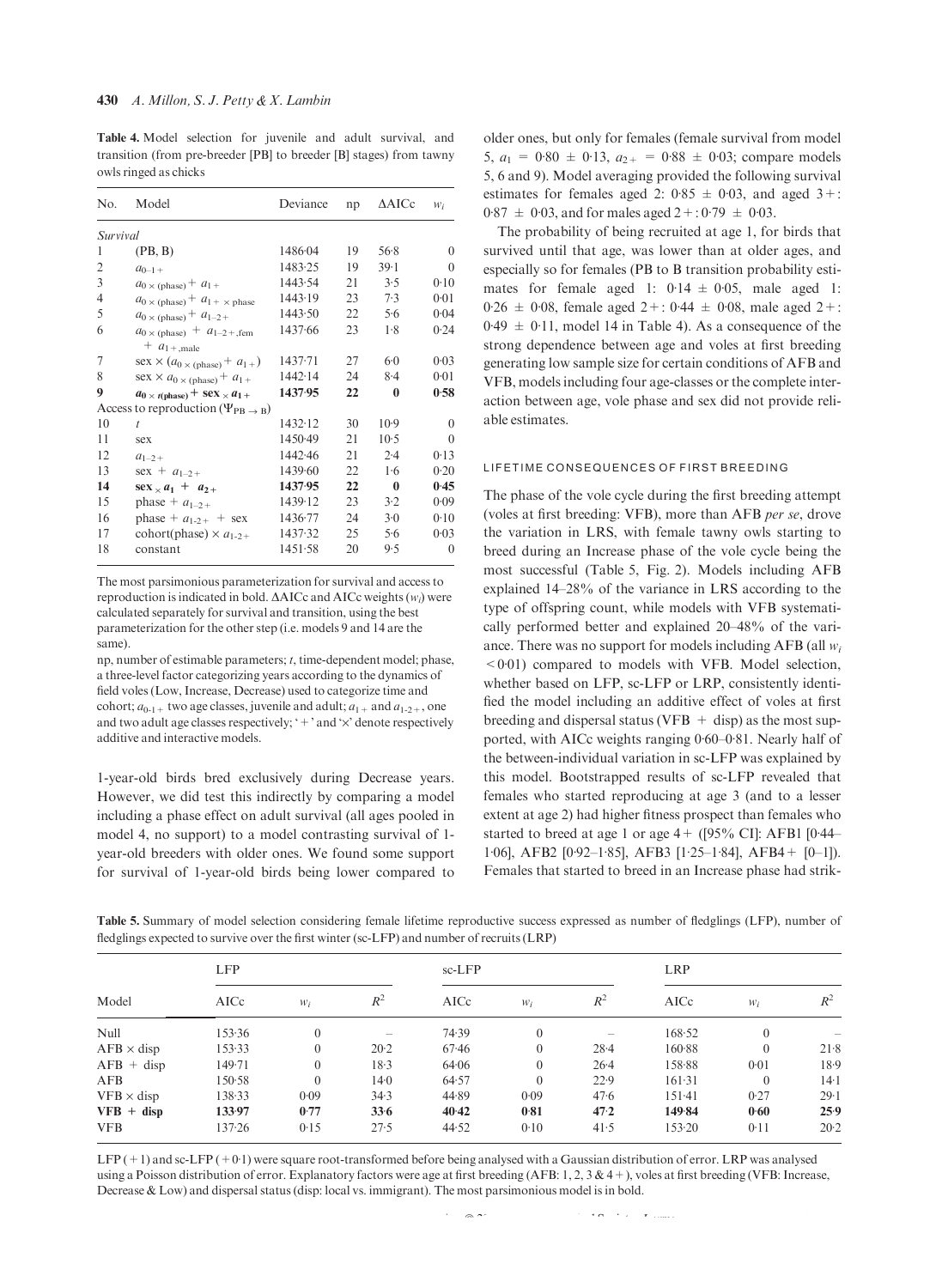**Table 4.** Model selection for juvenile and adult survival, and transition (from pre-breeder [PB] to breeder [B] stages) from tawny owls ringed as chicks

| No. | Model | Deviance | np | ΔAICc | $w_i$ |
|---|---|---|---|---|---|
| *Survival* | | | | | |
| 1 | (PB, B) | 1486·04 | 19 | 56·8 | 0 |
| 2 | $a_{0-1+}$ | 1483·25 | 19 | 39·1 | 0 |
| 3 | $a_{0\times(\text{phase})} + a_{1+}$ | 1443·54 | 21 | 3·5 | 0·10 |
| 4 | $a_{0\times(\text{phase})} + a_{1+\times\text{phase}}$ | 1443·19 | 23 | 7·3 | 0·01 |
| 5 | $a_{0\times(\text{phase})} + a_{1-2+}$ | 1443·50 | 22 | 5·6 | 0·04 |
| 6 | $a_{0\times(\text{phase})} + a_{1-2+,\text{fem}} + a_{1+,\text{male}}$ | 1437·66 | 23 | 1·8 | 0·24 |
| 7 | sex $\times (a_{0\times(\text{phase})} + a_{1+})$ | 1437·71 | 27 | 6·0 | 0·03 |
| 8 | sex $\times\, a_{0\times(\text{phase})} + a_{1+}$ | 1442·14 | 24 | 8·4 | 0·01 |
| **9** | $\mathbf{a_{0\times t(\text{phase})} + \text{sex}_\times a_{1+}}$ | **1437·95** | **22** | **0** | **0·58** |
| Access to reproduction ($\Psi_{\text{PB}\to\text{B}}$) | | | | | |
| 10 | $t$ | 1432·12 | 30 | 10·9 | 0 |
| 11 | sex | 1450·49 | 21 | 10·5 | 0 |
| 12 | $a_{1-2+}$ | 1442·46 | 21 | 2·4 | 0·13 |
| 13 | sex + $a_{1-2+}$ | 1439·60 | 22 | 1·6 | 0·20 |
| **14** | $\mathbf{\text{sex}_\times a_1 + a_{2+}}$ | **1437·95** | **22** | **0** | **0·45** |
| 15 | phase + $a_{1-2+}$ | 1439·12 | 23 | 3·2 | 0·09 |
| 16 | phase + $a_{1\text{-}2+}$ + sex | 1436·77 | 24 | 3·0 | 0·10 |
| 17 | cohort(phase) $\times\, a_{1\text{-}2+}$ | 1437·32 | 25 | 5·6 | 0·03 |
| 18 | constant | 1451·58 | 20 | 9·5 | 0 |

The most parsimonious parameterization for survival and access to reproduction is indicated in bold. ΔAICc and AICc weights ($w_i$) were calculated separately for survival and transition, using the best parameterization for the other step (i.e. models 9 and 14 are the same).

np, number of estimable parameters; $t$, time-dependent model; phase, a three-level factor categorizing years according to the dynamics of field voles (Low, Increase, Decrease) used to categorize time and cohort; $a_{0-1+}$ two age classes, juvenile and adult; $a_{1+}$ and $a_{1-2+}$, one and two adult age classes respectively; '+' and '×' denote respectively additive and interactive models.

1-year-old birds bred exclusively during Decrease years. However, we did test this indirectly by comparing a model including a phase effect on adult survival (all ages pooled in model 4, no support) to a model contrasting survival of 1-year-old breeders with older ones. We found some support for survival of 1-year-old birds being lower compared to older ones, but only for females (female survival from model 5, $a_1$ = 0·80 ± 0·13, $a_{2+}$ = 0·88 ± 0·03; compare models 5, 6 and 9). Model averaging provided the following survival estimates for females aged 2: 0·85 ± 0·03, and aged 3+: 0·87 ± 0·03, and for males aged 2+: 0·79 ± 0·03.

The probability of being recruited at age 1, for birds that survived until that age, was lower than at older ages, and especially so for females (PB to B transition probability estimates for female aged 1: 0·14 ± 0·05, male aged 1: 0·26 ± 0·08, female aged 2+: 0·44 ± 0·08, male aged 2+: 0·49 ± 0·11, model 14 in Table 4). As a consequence of the strong dependence between age and voles at first breeding generating low sample size for certain conditions of AFB and VFB, models including four age-classes or the complete interaction between age, vole phase and sex did not provide reliable estimates.

### LIFETIME CONSEQUENCES OF FIRST BREEDING

The phase of the vole cycle during the first breeding attempt (voles at first breeding: VFB), more than AFB *per se*, drove the variation in LRS, with female tawny owls starting to breed during an Increase phase of the vole cycle being the most successful (Table 5, Fig. 2). Models including AFB explained 14–28% of the variance in LRS according to the type of offspring count, while models with VFB systematically performed better and explained 20–48% of the variance. There was no support for models including AFB (all $w_i$ < 0·01) compared to models with VFB. Model selection, whether based on LFP, sc-LFP or LRP, consistently identified the model including an additive effect of voles at first breeding and dispersal status (VFB + disp) as the most supported, with AICc weights ranging 0·60–0·81. Nearly half of the between-individual variation in sc-LFP was explained by this model. Bootstrapped results of sc-LFP revealed that females who started reproducing at age 3 (and to a lesser extent at age 2) had higher fitness prospect than females who started to breed at age 1 or age 4+ ([95% CI]: AFB1 [0·44–1·06], AFB2 [0·92–1·85], AFB3 [1·25–1·84], AFB4+ [0–1]). Females that started to breed in an Increase phase had strik-

**Table 5.** Summary of model selection considering female lifetime reproductive success expressed as number of fledglings (LFP), number of fledglings expected to survive over the first winter (sc-LFP) and number of recruits (LRP)

| Model | LFP | | | sc-LFP | | | LRP | | |
|---|---|---|---|---|---|---|---|---|---|
| | AICc | $w_i$ | $R^2$ | AICc | $w_i$ | $R^2$ | AICc | $w_i$ | $R^2$ |
| Null | 153·36 | 0 | – | 74·39 | 0 | – | 168·52 | 0 | – |
| AFB × disp | 153·33 | 0 | 20·2 | 67·46 | 0 | 28·4 | 160·88 | 0 | 21·8 |
| AFB + disp | 149·71 | 0 | 18·3 | 64·06 | 0 | 26·4 | 158·88 | 0·01 | 18·9 |
| AFB | 150·58 | 0 | 14·0 | 64·57 | 0 | 22·9 | 161·31 | 0 | 14·1 |
| VFB × disp | 138·33 | 0·09 | 34·3 | 44·89 | 0·09 | 47·6 | 151·41 | 0·27 | 29·1 |
| **VFB + disp** | **133·97** | **0·77** | **33·6** | **40·42** | **0·81** | **47·2** | **149·84** | **0·60** | **25·9** |
| VFB | 137·26 | 0·15 | 27·5 | 44·52 | 0·10 | 41·5 | 153·20 | 0·11 | 20·2 |

LFP (+1) and sc-LFP (+0·1) were square root-transformed before being analysed with a Gaussian distribution of error. LRP was analysed using a Poisson distribution of error. Explanatory factors were age at first breeding (AFB: 1, 2, 3 & 4+), voles at first breeding (VFB: Increase, Decrease & Low) and dispersal status (disp: local vs. immigrant). The most parsimonious model is in bold.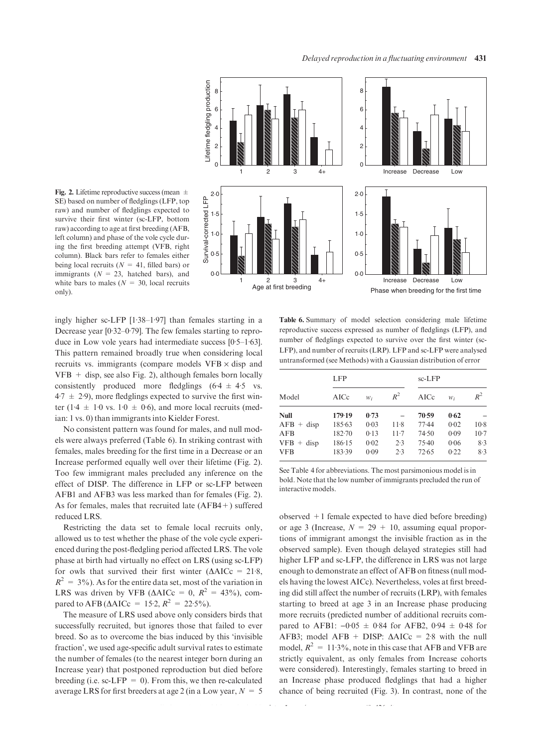**Fig. 2.** Lifetime reproductive success (mean ± SE) based on number of fledglings (LFP, top raw) and number of fledglings expected to survive their first winter (sc-LFP, bottom raw) according to age at first breeding (AFB, left column) and phase of the vole cycle during the first breeding attempt (VFB, right column). Black bars refer to females either being local recruits ($N$ = 41, filled bars) or immigrants ($N$ = 23, hatched bars), and white bars to males ($N$ = 30, local recruits only).

ingly higher sc-LFP [1·38–1·97] than females starting in a Decrease year [0·32–0·79]. The few females starting to reproduce in Low vole years had intermediate success [0·5–1·63]. This pattern remained broadly true when considering local recruits vs. immigrants (compare models VFB × disp and VFB + disp, see also Fig. 2), although females born locally consistently produced more fledglings (6·4 ± 4·5 vs. 4·7 ± 2·9), more fledglings expected to survive the first winter (1·4 ± 1·0 vs. 1·0 ± 0·6), and more local recruits (median: 1 vs. 0) than immigrants into Kielder Forest.

No consistent pattern was found for males, and null models were always preferred (Table 6). In striking contrast with females, males breeding for the first time in a Decrease or an Increase performed equally well over their lifetime (Fig. 2). Too few immigrant males precluded any inference on the effect of DISP. The difference in LFP or sc-LFP between AFB1 and AFB3 was less marked than for females (Fig. 2). As for females, males that recruited late (AFB4+) suffered reduced LRS.

Restricting the data set to female local recruits only, allowed us to test whether the phase of the vole cycle experienced during the post-fledgling period affected LRS. The vole phase at birth had virtually no effect on LRS (using sc-LFP) for owls that survived their first winter (ΔAICc = 21·8, $R^2$ = 3%). As for the entire data set, most of the variation in LRS was driven by VFB (ΔAICc = 0, $R^2$ = 43%), compared to AFB (ΔAICc = 15·2, $R^2$ = 22·5%).

The measure of LRS used above only considers birds that successfully recruited, but ignores those that failed to ever breed. So as to overcome the bias induced by this 'invisible fraction', we used age-specific adult survival rates to estimate the number of females (to the nearest integer born during an Increase year) that postponed reproduction but died before breeding (i.e. sc-LFP = 0). From this, we then re-calculated average LRS for first breeders at age 2 (in a Low year, $N$ = 5 observed + 1 female expected to have died before breeding) or age 3 (Increase, $N$ = 29 + 10, assuming equal proportions of immigrant amongst the invisible fraction as in the observed sample). Even though delayed strategies still had higher LFP and sc-LFP, the difference in LRS was not large enough to demonstrate an effect of AFB on fitness (null models having the lowest AICc). Nevertheless, voles at first breeding did still affect the number of recruits (LRP), with females starting to breed at age 3 in an Increase phase producing more recruits (predicted number of additional recruits compared to AFB1: −0·05 ± 0·84 for AFB2, 0·94 ± 0·48 for AFB3; model AFB + DISP: ΔAICc = 2·8 with the null model, $R^2$ = 11·3%, note in this case that AFB and VFB are strictly equivalent, as only females from Increase cohorts were considered). Interestingly, females starting to breed in an Increase phase produced fledglings that had a higher chance of being recruited (Fig. 3). In contrast, none of the

**Table 6.** Summary of model selection considering male lifetime reproductive success expressed as number of fledglings (LFP), and number of fledglings expected to survive over the first winter (sc-LFP), and number of recruits (LRP). LFP and sc-LFP were analysed untransformed (see Methods) with a Gaussian distribution of error

| Model | LFP | | | sc-LFP | | |
|---|---|---|---|---|---|---|
| | AICc | $w_i$ | $R^2$ | AICc | $w_i$ | $R^2$ |
| **Null** | **179·19** | **0·73** | – | **70·59** | **0·62** | – |
| AFB + disp | 185·63 | 0·03 | 11·8 | 77·44 | 0·02 | 10·8 |
| AFB | 182·70 | 0·13 | 11·7 | 74·50 | 0·09 | 10·7 |
| VFB + disp | 186·15 | 0·02 | 2·3 | 75·40 | 0·06 | 8·3 |
| VFB | 183·39 | 0·09 | 2·3 | 72·65 | 0·22 | 8·3 |

See Table 4 for abbreviations. The most parsimonious model is in bold. Note that the low number of immigrants precluded the run of interactive models.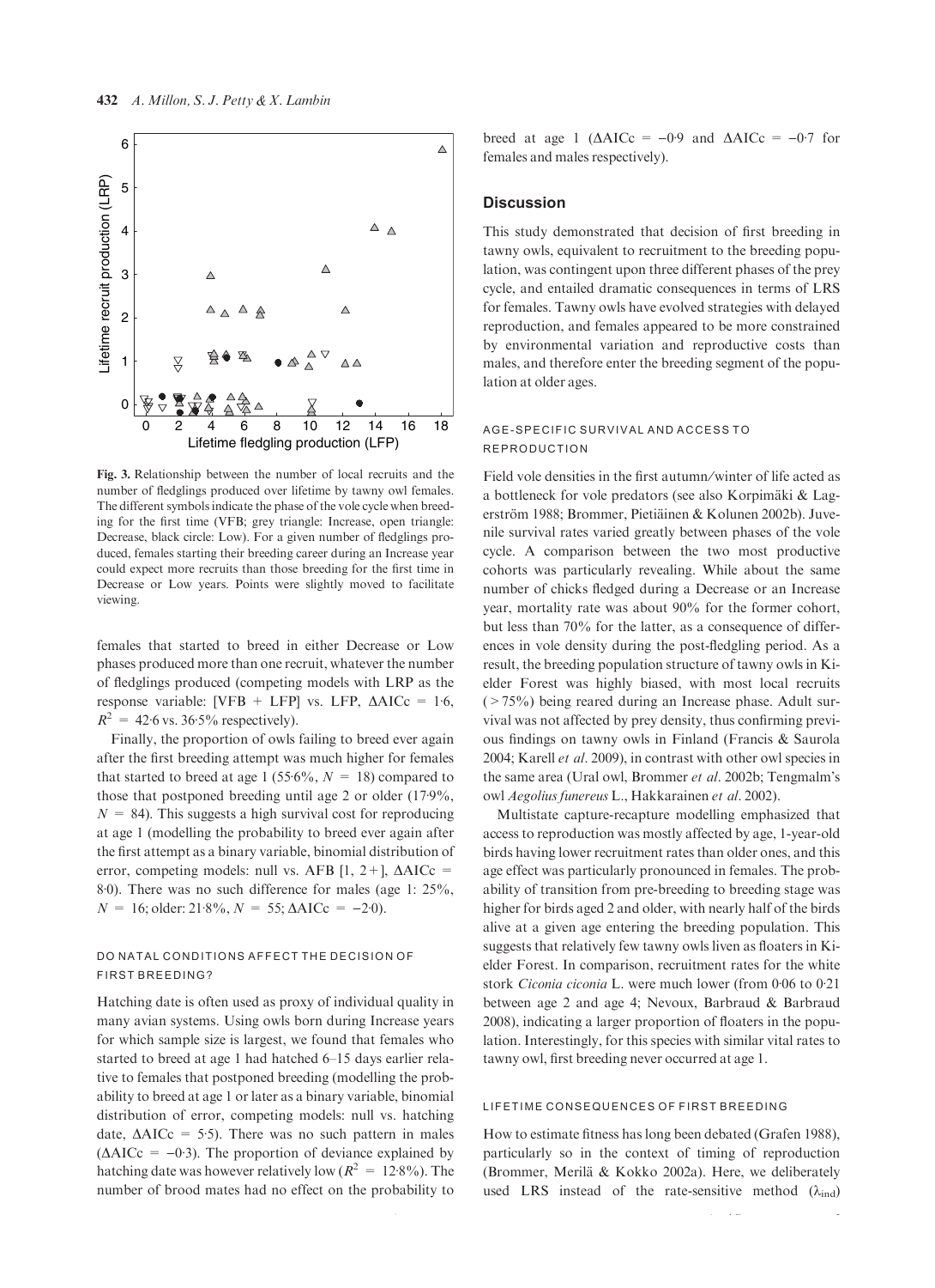Fig. 3. Relationship between the number of local recruits and the number of fledglings produced over lifetime by tawny owl females. The different symbols indicate the phase of the vole cycle when breeding for the first time (VFB; grey triangle: Increase, open triangle: Decrease, black circle: Low). For a given number of fledglings produced, females starting their breeding career during an Increase year could expect more recruits than those breeding for the first time in Decrease or Low years. Points were slightly moved to facilitate viewing.

females that started to breed in either Decrease or Low phases produced more than one recruit, whatever the number of fledglings produced (competing models with LRP as the response variable: [VFB + LFP] vs. LFP, ΔAICc = 1·6, $R^2$ = 42·6 vs. 36·5% respectively).

Finally, the proportion of owls failing to breed ever again after the first breeding attempt was much higher for females that started to breed at age 1 (55·6%, $N$ = 18) compared to those that postponed breeding until age 2 or older (17·9%, $N$ = 84). This suggests a high survival cost for reproducing at age 1 (modelling the probability to breed ever again after the first attempt as a binary variable, binomial distribution of error, competing models: null vs. AFB [1, 2+], ΔAICc = 8·0). There was no such difference for males (age 1: 25%, $N$ = 16; older: 21·8%, $N$ = 55; ΔAICc = −2·0).

### DO NATAL CONDITIONS AFFECT THE DECISION OF FIRST BREEDING?

Hatching date is often used as proxy of individual quality in many avian systems. Using owls born during Increase years for which sample size is largest, we found that females who started to breed at age 1 had hatched 6–15 days earlier relative to females that postponed breeding (modelling the probability to breed at age 1 or later as a binary variable, binomial distribution of error, competing models: null vs. hatching date, ΔAICc = 5·5). There was no such pattern in males (ΔAICc = −0·3). The proportion of deviance explained by hatching date was however relatively low ($R^2$ = 12·8%). The number of brood mates had no effect on the probability to breed at age 1 (ΔAICc = −0·9 and ΔAICc = −0·7 for females and males respectively).

## Discussion

This study demonstrated that decision of first breeding in tawny owls, equivalent to recruitment to the breeding population, was contingent upon three different phases of the prey cycle, and entailed dramatic consequences in terms of LRS for females. Tawny owls have evolved strategies with delayed reproduction, and females appeared to be more constrained by environmental variation and reproductive costs than males, and therefore enter the breeding segment of the population at older ages.

### AGE-SPECIFIC SURVIVAL AND ACCESS TO REPRODUCTION

Field vole densities in the first autumn/winter of life acted as a bottleneck for vole predators (see also Korpimäki & Lagerström 1988; Brommer, Pietiäinen & Kolunen 2002b). Juvenile survival rates varied greatly between phases of the vole cycle. A comparison between the two most productive cohorts was particularly revealing. While about the same number of chicks fledged during a Decrease or an Increase year, mortality rate was about 90% for the former cohort, but less than 70% for the latter, as a consequence of differences in vole density during the post-fledgling period. As a result, the breeding population structure of tawny owls in Kielder Forest was highly biased, with most local recruits (>75%) being reared during an Increase phase. Adult survival was not affected by prey density, thus confirming previous findings on tawny owls in Finland (Francis & Saurola 2004; Karell *et al*. 2009), in contrast with other owl species in the same area (Ural owl, Brommer *et al*. 2002b; Tengmalm's owl *Aegolius funereus* L., Hakkarainen *et al*. 2002).

Multistate capture-recapture modelling emphasized that access to reproduction was mostly affected by age, 1-year-old birds having lower recruitment rates than older ones, and this age effect was particularly pronounced in females. The probability of transition from pre-breeding to breeding stage was higher for birds aged 2 and older, with nearly half of the birds alive at a given age entering the breeding population. This suggests that relatively few tawny owls liven as floaters in Kielder Forest. In comparison, recruitment rates for the white stork *Ciconia ciconia* L. were much lower (from 0·06 to 0·21 between age 2 and age 4; Nevoux, Barbraud & Barbraud 2008), indicating a larger proportion of floaters in the population. Interestingly, for this species with similar vital rates to tawny owl, first breeding never occurred at age 1.

### LIFETIME CONSEQUENCES OF FIRST BREEDING

How to estimate fitness has long been debated (Grafen 1988), particularly so in the context of timing of reproduction (Brommer, Merilä & Kokko 2002a). Here, we deliberately used LRS instead of the rate-sensitive method ($\lambda_{ind}$)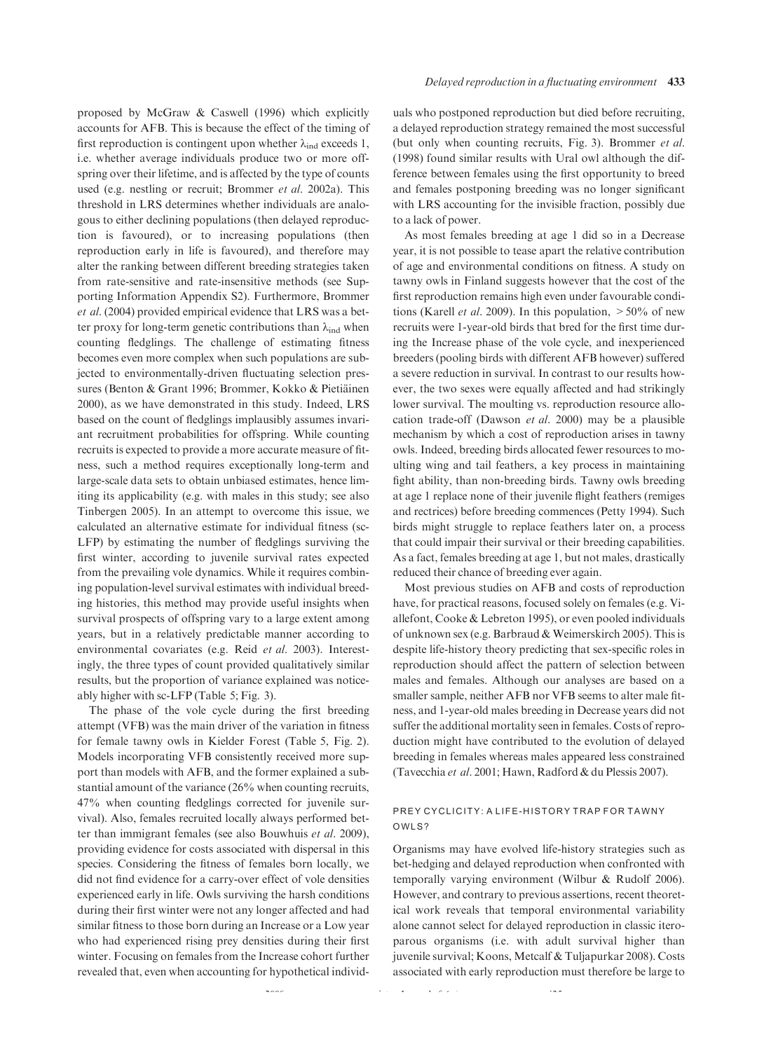proposed by McGraw & Caswell (1996) which explicitly accounts for AFB. This is because the effect of the timing of first reproduction is contingent upon whether $\lambda_{ind}$ exceeds 1, i.e. whether average individuals produce two or more offspring over their lifetime, and is affected by the type of counts used (e.g. nestling or recruit; Brommer *et al.* 2002a). This threshold in LRS determines whether individuals are analogous to either declining populations (then delayed reproduction is favoured), or to increasing populations (then reproduction early in life is favoured), and therefore may alter the ranking between different breeding strategies taken from rate-sensitive and rate-insensitive methods (see Supporting Information Appendix S2). Furthermore, Brommer *et al.* (2004) provided empirical evidence that LRS was a better proxy for long-term genetic contributions than $\lambda_{ind}$ when counting fledglings. The challenge of estimating fitness becomes even more complex when such populations are subjected to environmentally-driven fluctuating selection pressures (Benton & Grant 1996; Brommer, Kokko & Pietiäinen 2000), as we have demonstrated in this study. Indeed, LRS based on the count of fledglings implausibly assumes invariant recruitment probabilities for offspring. While counting recruits is expected to provide a more accurate measure of fitness, such a method requires exceptionally long-term and large-scale data sets to obtain unbiased estimates, hence limiting its applicability (e.g. with males in this study; see also Tinbergen 2005). In an attempt to overcome this issue, we calculated an alternative estimate for individual fitness (sc-LFP) by estimating the number of fledglings surviving the first winter, according to juvenile survival rates expected from the prevailing vole dynamics. While it requires combining population-level survival estimates with individual breeding histories, this method may provide useful insights when survival prospects of offspring vary to a large extent among years, but in a relatively predictable manner according to environmental covariates (e.g. Reid *et al.* 2003). Interestingly, the three types of count provided qualitatively similar results, but the proportion of variance explained was noticeably higher with sc-LFP (Table 5; Fig. 3).

The phase of the vole cycle during the first breeding attempt (VFB) was the main driver of the variation in fitness for female tawny owls in Kielder Forest (Table 5, Fig. 2). Models incorporating VFB consistently received more support than models with AFB, and the former explained a substantial amount of the variance (26% when counting recruits, 47% when counting fledglings corrected for juvenile survival). Also, females recruited locally always performed better than immigrant females (see also Bouwhuis *et al.* 2009), providing evidence for costs associated with dispersal in this species. Considering the fitness of females born locally, we did not find evidence for a carry-over effect of vole densities experienced early in life. Owls surviving the harsh conditions during their first winter were not any longer affected and had similar fitness to those born during an Increase or a Low year who had experienced rising prey densities during their first winter. Focusing on females from the Increase cohort further revealed that, even when accounting for hypothetical individuals who postponed reproduction but died before recruiting, a delayed reproduction strategy remained the most successful (but only when counting recruits, Fig. 3). Brommer *et al.* (1998) found similar results with Ural owl although the difference between females using the first opportunity to breed and females postponing breeding was no longer significant with LRS accounting for the invisible fraction, possibly due to a lack of power.

As most females breeding at age 1 did so in a Decrease year, it is not possible to tease apart the relative contribution of age and environmental conditions on fitness. A study on tawny owls in Finland suggests however that the cost of the first reproduction remains high even under favourable conditions (Karell *et al.* 2009). In this population, > 50% of new recruits were 1-year-old birds that bred for the first time during the Increase phase of the vole cycle, and inexperienced breeders (pooling birds with different AFB however) suffered a severe reduction in survival. In contrast to our results however, the two sexes were equally affected and had strikingly lower survival. The moulting vs. reproduction resource allocation trade-off (Dawson *et al.* 2000) may be a plausible mechanism by which a cost of reproduction arises in tawny owls. Indeed, breeding birds allocated fewer resources to moulting wing and tail feathers, a key process in maintaining fight ability, than non-breeding birds. Tawny owls breeding at age 1 replace none of their juvenile flight feathers (remiges and rectrices) before breeding commences (Petty 1994). Such birds might struggle to replace feathers later on, a process that could impair their survival or their breeding capabilities. As a fact, females breeding at age 1, but not males, drastically reduced their chance of breeding ever again.

Most previous studies on AFB and costs of reproduction have, for practical reasons, focused solely on females (e.g. Viallefont, Cooke & Lebreton 1995), or even pooled individuals of unknown sex (e.g. Barbraud & Weimerskirch 2005). This is despite life-history theory predicting that sex-specific roles in reproduction should affect the pattern of selection between males and females. Although our analyses are based on a smaller sample, neither AFB nor VFB seems to alter male fitness, and 1-year-old males breeding in Decrease years did not suffer the additional mortality seen in females. Costs of reproduction might have contributed to the evolution of delayed breeding in females whereas males appeared less constrained (Tavecchia *et al.* 2001; Hawn, Radford & du Plessis 2007).

## PREY CYCLICITY: A LIFE-HISTORY TRAP FOR TAWNY OWLS?

Organisms may have evolved life-history strategies such as bet-hedging and delayed reproduction when confronted with temporally varying environment (Wilbur & Rudolf 2006). However, and contrary to previous assertions, recent theoretical work reveals that temporal environmental variability alone cannot select for delayed reproduction in classic iteroparous organisms (i.e. with adult survival higher than juvenile survival; Koons, Metcalf & Tuljapurkar 2008). Costs associated with early reproduction must therefore be large to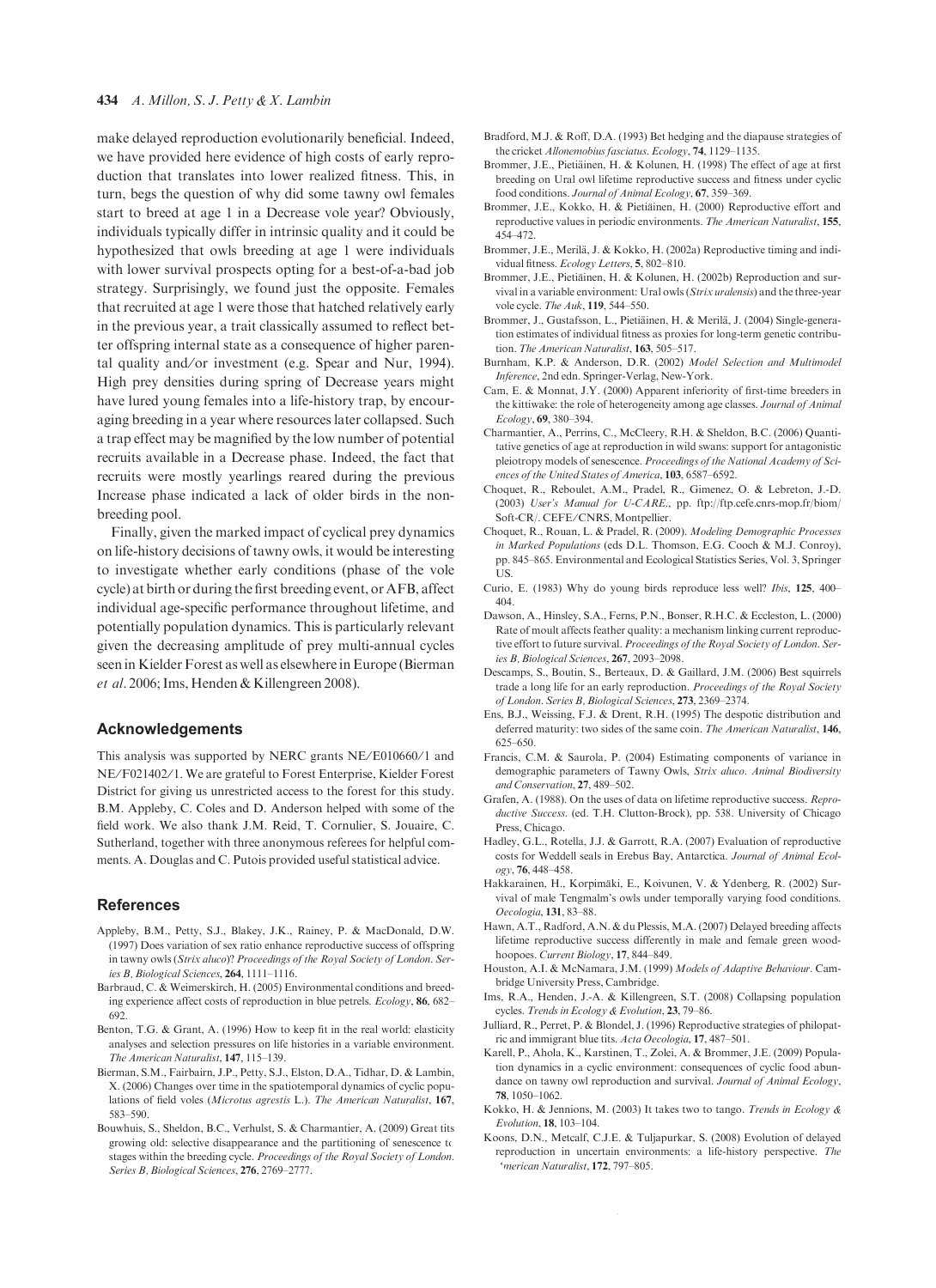make delayed reproduction evolutionarily beneficial. Indeed, we have provided here evidence of high costs of early reproduction that translates into lower realized fitness. This, in turn, begs the question of why did some tawny owl females start to breed at age 1 in a Decrease vole year? Obviously, individuals typically differ in intrinsic quality and it could be hypothesized that owls breeding at age 1 were individuals with lower survival prospects opting for a best-of-a-bad job strategy. Surprisingly, we found just the opposite. Females that recruited at age 1 were those that hatched relatively early in the previous year, a trait classically assumed to reflect better offspring internal state as a consequence of higher parental quality and/or investment (e.g. Spear and Nur, 1994). High prey densities during spring of Decrease years might have lured young females into a life-history trap, by encouraging breeding in a year where resources later collapsed. Such a trap effect may be magnified by the low number of potential recruits available in a Decrease phase. Indeed, the fact that recruits were mostly yearlings reared during the previous Increase phase indicated a lack of older birds in the non-breeding pool.

Finally, given the marked impact of cyclical prey dynamics on life-history decisions of tawny owls, it would be interesting to investigate whether early conditions (phase of the vole cycle) at birth or during the first breeding event, or AFB, affect individual age-specific performance throughout lifetime, and potentially population dynamics. This is particularly relevant given the decreasing amplitude of prey multi-annual cycles seen in Kielder Forest as well as elsewhere in Europe (Bierman *et al*. 2006; Ims, Henden & Killengreen 2008).

## Acknowledgements

This analysis was supported by NERC grants NE/E010660/1 and NE/F021402/1. We are grateful to Forest Enterprise, Kielder Forest District for giving us unrestricted access to the forest for this study. B.M. Appleby, C. Coles and D. Anderson helped with some of the field work. We also thank J.M. Reid, T. Cornulier, S. Jouaire, C. Sutherland, together with three anonymous referees for helpful comments. A. Douglas and C. Putois provided useful statistical advice.

## References

Appleby, B.M., Petty, S.J., Blakey, J.K., Rainey, P. & MacDonald, D.W. (1997) Does variation of sex ratio enhance reproductive success of offspring in tawny owls (*Strix aluco*)? *Proceedings of the Royal Society of London. Series B, Biological Sciences*, **264**, 1111–1116.

Barbraud, C. & Weimerskirch, H. (2005) Environmental conditions and breeding experience affect costs of reproduction in blue petrels. *Ecology*, **86**, 682–692.

Benton, T.G. & Grant, A. (1996) How to keep fit in the real world: elasticity analyses and selection pressures on life histories in a variable environment. *The American Naturalist*, **147**, 115–139.

Bierman, S.M., Fairbairn, J.P., Petty, S.J., Elston, D.A., Tidhar, D. & Lambin, X. (2006) Changes over time in the spatiotemporal dynamics of cyclic populations of field voles (*Microtus agrestis* L.). *The American Naturalist*, **167**, 583–590.

Bouwhuis, S., Sheldon, B.C., Verhulst, S. & Charmantier, A. (2009) Great tits growing old: selective disappearance and the partitioning of senescence to stages within the breeding cycle. *Proceedings of the Royal Society of London. Series B, Biological Sciences*, **276**, 2769–2777.

Bradford, M.J. & Roff, D.A. (1993) Bet hedging and the diapause strategies of the cricket *Allonemobius fasciatus*. *Ecology*, **74**, 1129–1135.

Brommer, J.E., Pietiäinen, H. & Kolunen, H. (1998) The effect of age at first breeding on Ural owl lifetime reproductive success and fitness under cyclic food conditions. *Journal of Animal Ecology*, **67**, 359–369.

Brommer, J.E., Kokko, H. & Pietiäinen, H. (2000) Reproductive effort and reproductive values in periodic environments. *The American Naturalist*, **155**, 454–472.

Brommer, J.E., Merilä, J. & Kokko, H. (2002a) Reproductive timing and individual fitness. *Ecology Letters*, **5**, 802–810.

Brommer, J.E., Pietiäinen, H. & Kolunen, H. (2002b) Reproduction and survival in a variable environment: Ural owls (*Strix uralensis*) and the three-year vole cycle. *The Auk*, **119**, 544–550.

Brommer, J., Gustafsson, L., Pietiäinen, H. & Merilä, J. (2004) Single-generation estimates of individual fitness as proxies for long-term genetic contribution. *The American Naturalist*, **163**, 505–517.

Burnham, K.P. & Anderson, D.R. (2002) *Model Selection and Multimodel Inference*, 2nd edn. Springer-Verlag, New-York.

Cam, E. & Monnat, J.Y. (2000) Apparent inferiority of first-time breeders in the kittiwake: the role of heterogeneity among age classes. *Journal of Animal Ecology*, **69**, 380–394.

Charmantier, A., Perrins, C., McCleery, R.H. & Sheldon, B.C. (2006) Quantitative genetics of age at reproduction in wild swans: support for antagonistic pleiotropy models of senescence. *Proceedings of the National Academy of Sciences of the United States of America*, **103**, 6587–6592.

Choquet, R., Reboulet, A.M., Pradel, R., Gimenez, O. & Lebreton, J.-D. (2003) *User's Manual for U-CARE*., pp. ftp://ftp.cefe.cnrs-mop.fr/biom/Soft-CR/. CEFE/CNRS, Montpellier.

Choquet, R., Rouan, L. & Pradel, R. (2009). *Modeling Demographic Processes in Marked Populations* (eds D.L. Thomson, E.G. Cooch & M.J. Conroy), pp. 845–865. Environmental and Ecological Statistics Series, Vol. 3, Springer US.

Curio, E. (1983) Why do young birds reproduce less well? *Ibis*, **125**, 400–404.

Dawson, A., Hinsley, S.A., Ferns, P.N., Bonser, R.H.C. & Eccleston, L. (2000) Rate of moult affects feather quality: a mechanism linking current reproductive effort to future survival. *Proceedings of the Royal Society of London. Series B, Biological Sciences*, **267**, 2093–2098.

Descamps, S., Boutin, S., Berteaux, D. & Gaillard, J.M. (2006) Best squirrels trade a long life for an early reproduction. *Proceedings of the Royal Society of London. Series B, Biological Sciences*, **273**, 2369–2374.

Ens, B.J., Weissing, F.J. & Drent, R.H. (1995) The despotic distribution and deferred maturity: two sides of the same coin. *The American Naturalist*, **146**, 625–650.

Francis, C.M. & Saurola, P. (2004) Estimating components of variance in demographic parameters of Tawny Owls, *Strix aluco*. *Animal Biodiversity and Conservation*, **27**, 489–502.

Grafen, A. (1988). On the uses of data on lifetime reproductive success. *Reproductive Success*. (ed. T.H. Clutton-Brock), pp. 538. University of Chicago Press, Chicago.

Hadley, G.L., Rotella, J.J. & Garrott, R.A. (2007) Evaluation of reproductive costs for Weddell seals in Erebus Bay, Antarctica. *Journal of Animal Ecology*, **76**, 448–458.

Hakkarainen, H., Korpimäki, E., Koivunen, V. & Ydenberg, R. (2002) Survival of male Tengmalm's owls under temporally varying food conditions. *Oecologia*, **131**, 83–88.

Hawn, A.T., Radford, A.N. & du Plessis, M.A. (2007) Delayed breeding affects lifetime reproductive success differently in male and female green woodhoopoes. *Current Biology*, **17**, 844–849.

Houston, A.I. & McNamara, J.M. (1999) *Models of Adaptive Behaviour*. Cambridge University Press, Cambridge.

Ims, R.A., Henden, J.-A. & Killengreen, S.T. (2008) Collapsing population cycles. *Trends in Ecology & Evolution*, **23**, 79–86.

Julliard, R., Perret, P. & Blondel, J. (1996) Reproductive strategies of philopatric and immigrant blue tits. *Acta Oecologia*, **17**, 487–501.

Karell, P., Ahola, K., Karstinen, T., Zolei, A. & Brommer, J.E. (2009) Population dynamics in a cyclic environment: consequences of cyclic food abundance on tawny owl reproduction and survival. *Journal of Animal Ecology*, **78**, 1050–1062.

Kokko, H. & Jennions, M. (2003) It takes two to tango. *Trends in Ecology & Evolution*, **18**, 103–104.

Koons, D.N., Metcalf, C.J.E. & Tuljapurkar, S. (2008) Evolution of delayed reproduction in uncertain environments: a life-history perspective. *The American Naturalist*, **172**, 797–805.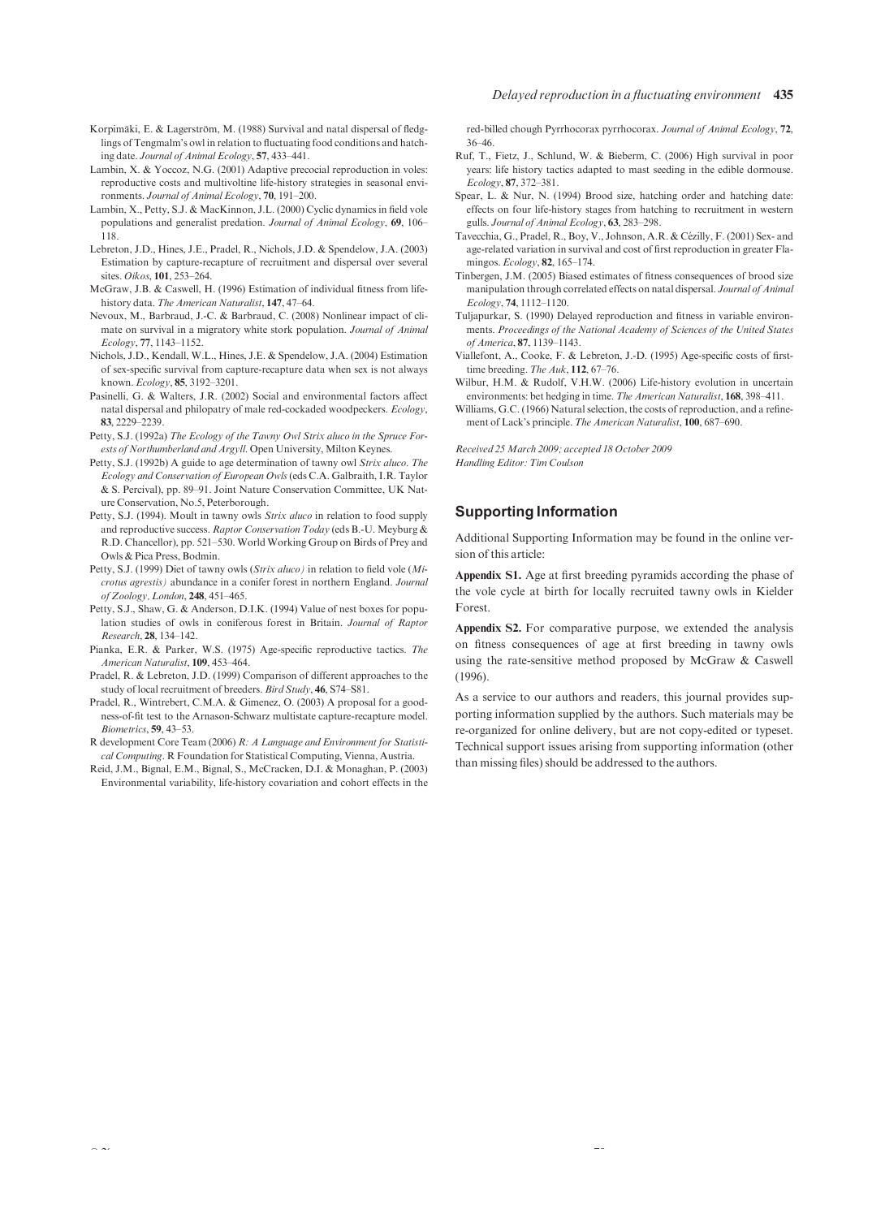Korpimäki, E. & Lagerström, M. (1988) Survival and natal dispersal of fledglings of Tengmalm's owl in relation to fluctuating food conditions and hatching date. *Journal of Animal Ecology*, **57**, 433–441.

Lambin, X. & Yoccoz, N.G. (2001) Adaptive precocial reproduction in voles: reproductive costs and multivoltine life-history strategies in seasonal environments. *Journal of Animal Ecology*, **70**, 191–200.

Lambin, X., Petty, S.J. & MacKinnon, J.L. (2000) Cyclic dynamics in field vole populations and generalist predation. *Journal of Animal Ecology*, **69**, 106–118.

Lebreton, J.D., Hines, J.E., Pradel, R., Nichols, J.D. & Spendelow, J.A. (2003) Estimation by capture-recapture of recruitment and dispersal over several sites. *Oikos*, **101**, 253–264.

McGraw, J.B. & Caswell, H. (1996) Estimation of individual fitness from life-history data. *The American Naturalist*, **147**, 47–64.

Nevoux, M., Barbraud, J.-C. & Barbraud, C. (2008) Nonlinear impact of climate on survival in a migratory white stork population. *Journal of Animal Ecology*, **77**, 1143–1152.

Nichols, J.D., Kendall, W.L., Hines, J.E. & Spendelow, J.A. (2004) Estimation of sex-specific survival from capture-recapture data when sex is not always known. *Ecology*, **85**, 3192–3201.

Pasinelli, G. & Walters, J.R. (2002) Social and environmental factors affect natal dispersal and philopatry of male red-cockaded woodpeckers. *Ecology*, **83**, 2229–2239.

Petty, S.J. (1992a) *The Ecology of the Tawny Owl Strix aluco in the Spruce Forests of Northumberland and Argyll*. Open University, Milton Keynes.

Petty, S.J. (1992b) A guide to age determination of tawny owl *Strix aluco*. *The Ecology and Conservation of European Owls* (eds C.A. Galbraith, I.R. Taylor & S. Percival), pp. 89–91. Joint Nature Conservation Committee, UK Nature Conservation, No.5, Peterborough.

Petty, S.J. (1994). Moult in tawny owls *Strix aluco* in relation to food supply and reproductive success. *Raptor Conservation Today* (eds B.-U. Meyburg & R.D. Chancellor), pp. 521–530. World Working Group on Birds of Prey and Owls & Pica Press, Bodmin.

Petty, S.J. (1999) Diet of tawny owls (*Strix aluco*) in relation to field vole (*Microtus agrestis*) abundance in a conifer forest in northern England. *Journal of Zoology, London*, **248**, 451–465.

Petty, S.J., Shaw, G. & Anderson, D.I.K. (1994) Value of nest boxes for population studies of owls in coniferous forest in Britain. *Journal of Raptor Research*, **28**, 134–142.

Pianka, E.R. & Parker, W.S. (1975) Age-specific reproductive tactics. *The American Naturalist*, **109**, 453–464.

Pradel, R. & Lebreton, J.D. (1999) Comparison of different approaches to the study of local recruitment of breeders. *Bird Study*, **46**, S74–S81.

Pradel, R., Wintrebert, C.M.A. & Gimenez, O. (2003) A proposal for a goodness-of-fit test to the Arnason-Schwarz multistate capture-recapture model. *Biometrics*, **59**, 43–53.

R development Core Team (2006) *R: A Language and Environment for Statistical Computing*. R Foundation for Statistical Computing, Vienna, Austria.

Reid, J.M., Bignal, E.M., Bignal, S., McCracken, D.I. & Monaghan, P. (2003) Environmental variability, life-history covariation and cohort effects in the red-billed chough Pyrrhocorax pyrrhocorax. *Journal of Animal Ecology*, **72**, 36–46.

Ruf, T., Fietz, J., Schlund, W. & Bieberm, C. (2006) High survival in poor years: life history tactics adapted to mast seeding in the edible dormouse. *Ecology*, **87**, 372–381.

Spear, L. & Nur, N. (1994) Brood size, hatching order and hatching date: effects on four life-history stages from hatching to recruitment in western gulls. *Journal of Animal Ecology*, **63**, 283–298.

Tavecchia, G., Pradel, R., Boy, V., Johnson, A.R. & Cézilly, F. (2001) Sex- and age-related variation in survival and cost of first reproduction in greater Flamingos. *Ecology*, **82**, 165–174.

Tinbergen, J.M. (2005) Biased estimates of fitness consequences of brood size manipulation through correlated effects on natal dispersal. *Journal of Animal Ecology*, **74**, 1112–1120.

Tuljapurkar, S. (1990) Delayed reproduction and fitness in variable environments. *Proceedings of the National Academy of Sciences of the United States of America*, **87**, 1139–1143.

Viallefont, A., Cooke, F. & Lebreton, J.-D. (1995) Age-specific costs of first-time breeding. *The Auk*, **112**, 67–76.

Wilbur, H.M. & Rudolf, V.H.W. (2006) Life-history evolution in uncertain environments: bet hedging in time. *The American Naturalist*, **168**, 398–411.

Williams, G.C. (1966) Natural selection, the costs of reproduction, and a refinement of Lack's principle. *The American Naturalist*, **100**, 687–690.

*Received 25 March 2009; accepted 18 October 2009*
*Handling Editor: Tim Coulson*

## Supporting Information

Additional Supporting Information may be found in the online version of this article:

**Appendix S1.** Age at first breeding pyramids according the phase of the vole cycle at birth for locally recruited tawny owls in Kielder Forest.

**Appendix S2.** For comparative purpose, we extended the analysis on fitness consequences of age at first breeding in tawny owls using the rate-sensitive method proposed by McGraw & Caswell (1996).

As a service to our authors and readers, this journal provides supporting information supplied by the authors. Such materials may be re-organized for online delivery, but are not copy-edited or typeset. Technical support issues arising from supporting information (other than missing files) should be addressed to the authors.